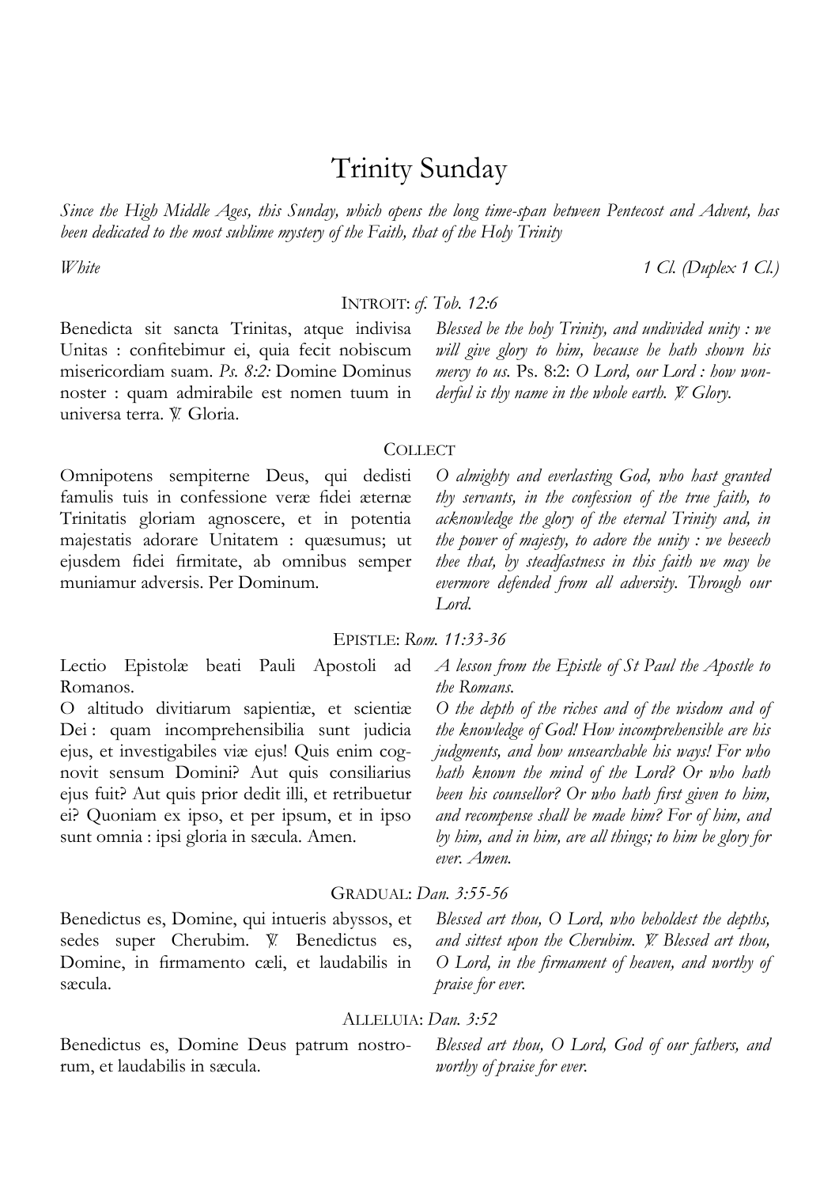# Trinity Sunday

*Since the High Middle Ages, this Sunday, which opens the long time-span between Pentecost and Advent, has been dedicated to the most sublime mystery of the Faith, that of the Holy Trinity*

*White* — *1 Cl. (Duplex 1 Cl.)*

## INTROIT: *cf. Tob. 12:6*

Benedicta sit sancta Trinitas, atque indivisa Unitas : confitebimur ei, quia fecit nobiscum misericordiam suam. *Ps. 8:2:* Domine Dominus noster : quam admirabile est nomen tuum in universa terra. ℣. Gloria.

*Blessed be the holy Trinity, and undivided unity : we will give glory to him, because he hath shown his mercy to us.* Ps. 8:2: *O Lord, our Lord : how wonderful is thy name in the whole earth. ℣. Glory.*

## COLLECT

Omnipotens sempiterne Deus, qui dedisti famulis tuis in confessione veræ fidei æternæ Trinitatis gloriam agnoscere, et in potentia majestatis adorare Unitatem : quæsumus; ut ejusdem fidei firmitate, ab omnibus semper muniamur adversis. Per Dominum.

*O almighty and everlasting God, who hast granted thy servants, in the confession of the true faith, to acknowledge the glory of the eternal Trinity and, in the power of majesty, to adore the unity : we beseech thee that, by steadfastness in this faith we may be evermore defended from all adversity. Through our Lord.*

## EPISTLE: *Rom. 11:33-36*

Lectio Epistolæ beati Pauli Apostoli ad Romanos.
O altitudo divitiarum sapientiæ, et scientiæ Dei : quam incomprehensibilia sunt judicia ejus, et investigabiles viæ ejus! Quis enim cognovit sensum Domini? Aut quis consiliarius ejus fuit? Aut quis prior dedit illi, et retribuetur ei? Quoniam ex ipso, et per ipsum, et in ipso sunt omnia : ipsi gloria in sæcula. Amen.

*A lesson from the Epistle of St Paul the Apostle to the Romans.*
*O the depth of the riches and of the wisdom and of the knowledge of God! How incomprehensible are his judgments, and how unsearchable his ways! For who hath known the mind of the Lord? Or who hath been his counsellor? Or who hath first given to him, and recompense shall be made him? For of him, and by him, and in him, are all things; to him be glory for ever. Amen.*

## GRADUAL: *Dan. 3:55-56*

Benedictus es, Domine, qui intueris abyssos, et sedes super Cherubim. ℣. Benedictus es, Domine, in firmamento cæli, et laudabilis in sæcula.

*Blessed art thou, O Lord, who beholdest the depths, and sittest upon the Cherubim. ℣. Blessed art thou, O Lord, in the firmament of heaven, and worthy of praise for ever.*

## ALLELUIA: *Dan. 3:52*

Benedictus es, Domine Deus patrum nostrorum, et laudabilis in sæcula.

*Blessed art thou, O Lord, God of our fathers, and worthy of praise for ever.*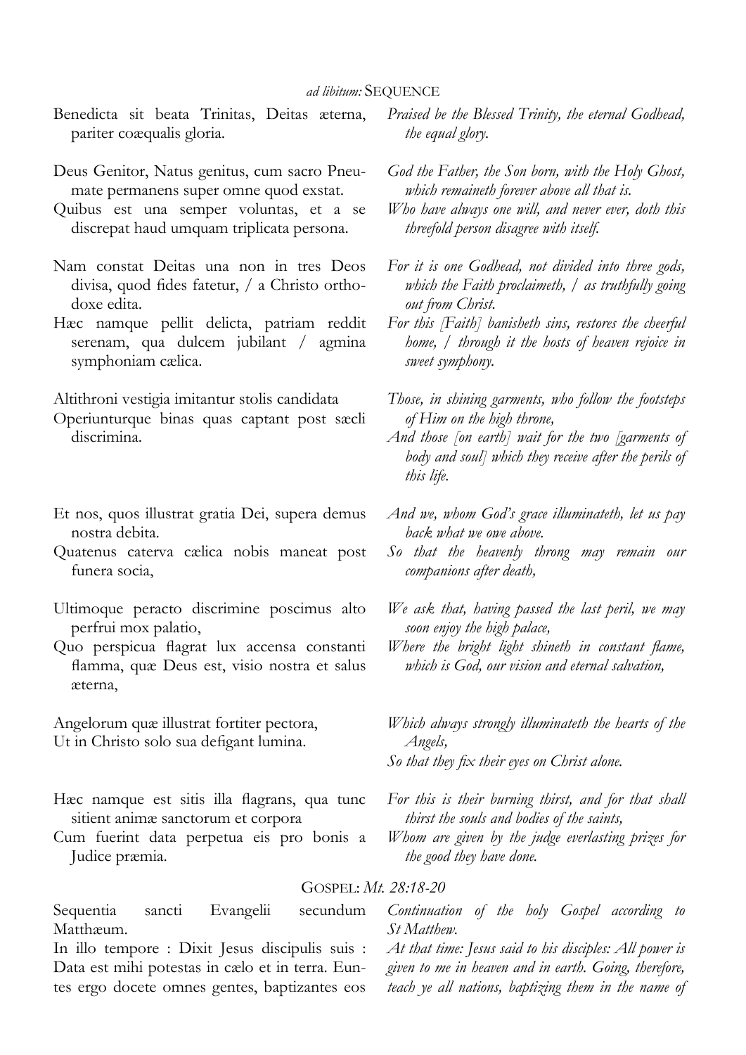*ad libitum:* SEQUENCE

Benedicta sit beata Trinitas, Deitas æterna, pariter coæqualis gloria.

*Praised be the Blessed Trinity, the eternal Godhead, the equal glory.*

Deus Genitor, Natus genitus, cum sacro Pneumate permanens super omne quod exstat.

Quibus est una semper voluntas, et a se discrepat haud umquam triplicata persona.

*God the Father, the Son born, with the Holy Ghost, which remaineth forever above all that is.*

*Who have always one will, and never ever, doth this threefold person disagree with itself.*

Nam constat Deitas una non in tres Deos divisa, quod fides fatetur, / a Christo orthodoxe edita.

Hæc namque pellit delicta, patriam reddit serenam, qua dulcem jubilant / agmina symphoniam cælica.

*For it is one Godhead, not divided into three gods, which the Faith proclaimeth, / as truthfully going out from Christ.*

*For this [Faith] banisheth sins, restores the cheerful home, / through it the hosts of heaven rejoice in sweet symphony.*

Altithroni vestigia imitantur stolis candidata

Operiunturque binas quas captant post sæcli discrimina.

*Those, in shining garments, who follow the footsteps of Him on the high throne,*

*And those [on earth] wait for the two [garments of body and soul] which they receive after the perils of this life.*

Et nos, quos illustrat gratia Dei, supera demus nostra debita.

Quatenus caterva cælica nobis maneat post funera socia,

*And we, whom God's grace illuminateth, let us pay back what we owe above.*

*So that the heavenly throng may remain our companions after death,*

Ultimoque peracto discrimine poscimus alto perfrui mox palatio,

Quo perspicua flagrat lux accensa constanti flamma, quæ Deus est, visio nostra et salus æterna,

*We ask that, having passed the last peril, we may soon enjoy the high palace,*

*Where the bright light shineth in constant flame, which is God, our vision and eternal salvation,*

Angelorum quæ illustrat fortiter pectora,

Ut in Christo solo sua defigant lumina.

*Which always strongly illuminateth the hearts of the Angels,*

*So that they fix their eyes on Christ alone.*

Hæc namque est sitis illa flagrans, qua tunc sitient animæ sanctorum et corpora

Cum fuerint data perpetua eis pro bonis a Judice præmia.

*For this is their burning thirst, and for that shall thirst the souls and bodies of the saints,*

*Whom are given by the judge everlasting prizes for the good they have done.*

GOSPEL: *Mt. 28:18-20*

Sequentia sancti Evangelii secundum Matthæum.

*Continuation of the holy Gospel according to St Matthew.*

In illo tempore : Dixit Jesus discipulis suis : Data est mihi potestas in cælo et in terra. Euntes ergo docete omnes gentes, baptizantes eos

*At that time: Jesus said to his disciples: All power is given to me in heaven and in earth. Going, therefore, teach ye all nations, baptizing them in the name of*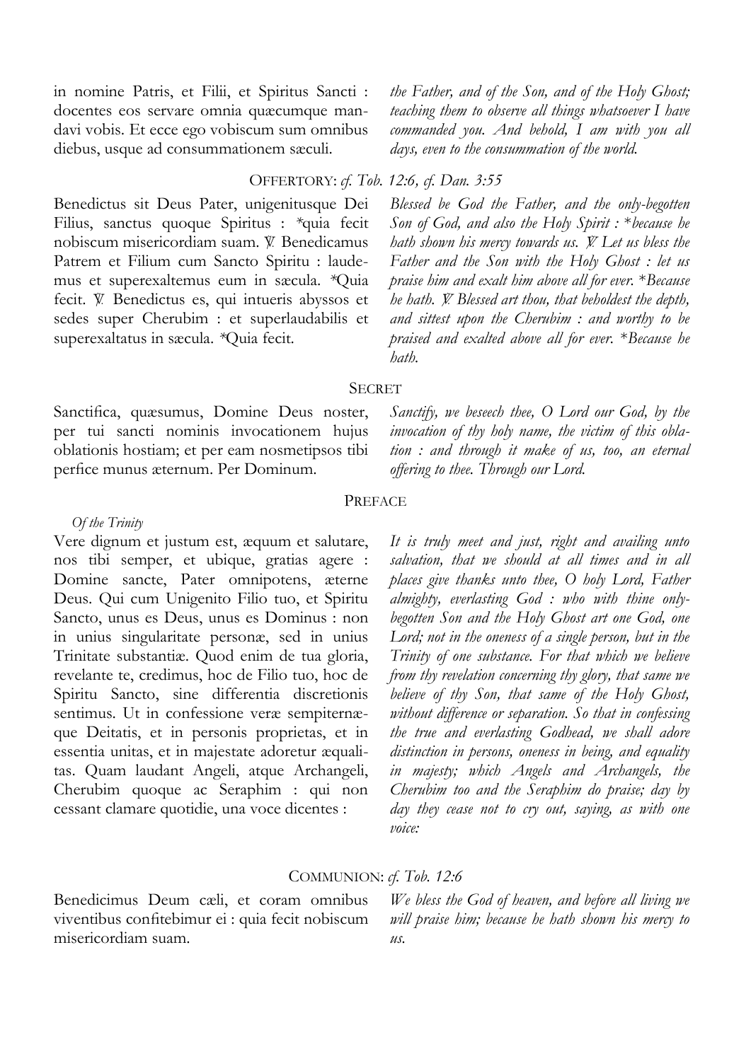in nomine Patris, et Filii, et Spiritus Sancti : docentes eos servare omnia quæcumque mandavi vobis. Et ecce ego vobiscum sum omnibus diebus, usque ad consummationem sæculi.

*the Father, and of the Son, and of the Holy Ghost; teaching them to observe all things whatsoever I have commanded you. And behold, I am with you all days, even to the consummation of the world.*

## OFFERTORY: *cf. Tob. 12:6, cf. Dan. 3:55*

Benedictus sit Deus Pater, unigenitusque Dei Filius, sanctus quoque Spiritus : *quia fecit nobiscum misericordiam suam. ℣. Benedicamus Patrem et Filium cum Sancto Spiritu : laudemus et superexaltemus eum in sæcula. *Quia fecit. ℣. Benedictus es, qui intueris abyssos et sedes super Cherubim : et superlaudabilis et superexaltatus in sæcula. *Quia fecit.

*Blessed be God the Father, and the only-begotten Son of God, and also the Holy Spirit : *because he hath shown his mercy towards us. ℣. Let us bless the Father and the Son with the Holy Ghost : let us praise him and exalt him above all for ever. *Because he hath. ℣. Blessed art thou, that beholdest the depth, and sittest upon the Cherubim : and worthy to be praised and exalted above all for ever. *Because he hath.*

## SECRET

Sanctifica, quæsumus, Domine Deus noster, per tui sancti nominis invocationem hujus oblationis hostiam; et per eam nosmetipsos tibi perfice munus æternum. Per Dominum.

*Sanctify, we beseech thee, O Lord our God, by the invocation of thy holy name, the victim of this oblation : and through it make of us, too, an eternal offering to thee. Through our Lord.*

## PREFACE

*Of the Trinity*

Vere dignum et justum est, æquum et salutare, nos tibi semper, et ubique, gratias agere : Domine sancte, Pater omnipotens, æterne Deus. Qui cum Unigenito Filio tuo, et Spiritu Sancto, unus es Deus, unus es Dominus : non in unius singularitate personæ, sed in unius Trinitate substantiæ. Quod enim de tua gloria, revelante te, credimus, hoc de Filio tuo, hoc de Spiritu Sancto, sine differentia discretionis sentimus. Ut in confessione veræ sempiternæque Deitatis, et in personis proprietas, et in essentia unitas, et in majestate adoretur æqualitas. Quam laudant Angeli, atque Archangeli, Cherubim quoque ac Seraphim : qui non cessant clamare quotidie, una voce dicentes :

*It is truly meet and just, right and availing unto salvation, that we should at all times and in all places give thanks unto thee, O holy Lord, Father almighty, everlasting God : who with thine only-begotten Son and the Holy Ghost art one God, one Lord; not in the oneness of a single person, but in the Trinity of one substance. For that which we believe from thy revelation concerning thy glory, that same we believe of thy Son, that same of the Holy Ghost, without difference or separation. So that in confessing the true and everlasting Godhead, we shall adore distinction in persons, oneness in being, and equality in majesty; which Angels and Archangels, the Cherubim too and the Seraphim do praise; day by day they cease not to cry out, saying, as with one voice:*

## COMMUNION: *cf. Tob. 12:6*

Benedicimus Deum cæli, et coram omnibus viventibus confitebimur ei : quia fecit nobiscum misericordiam suam.

*We bless the God of heaven, and before all living we will praise him; because he hath shown his mercy to us.*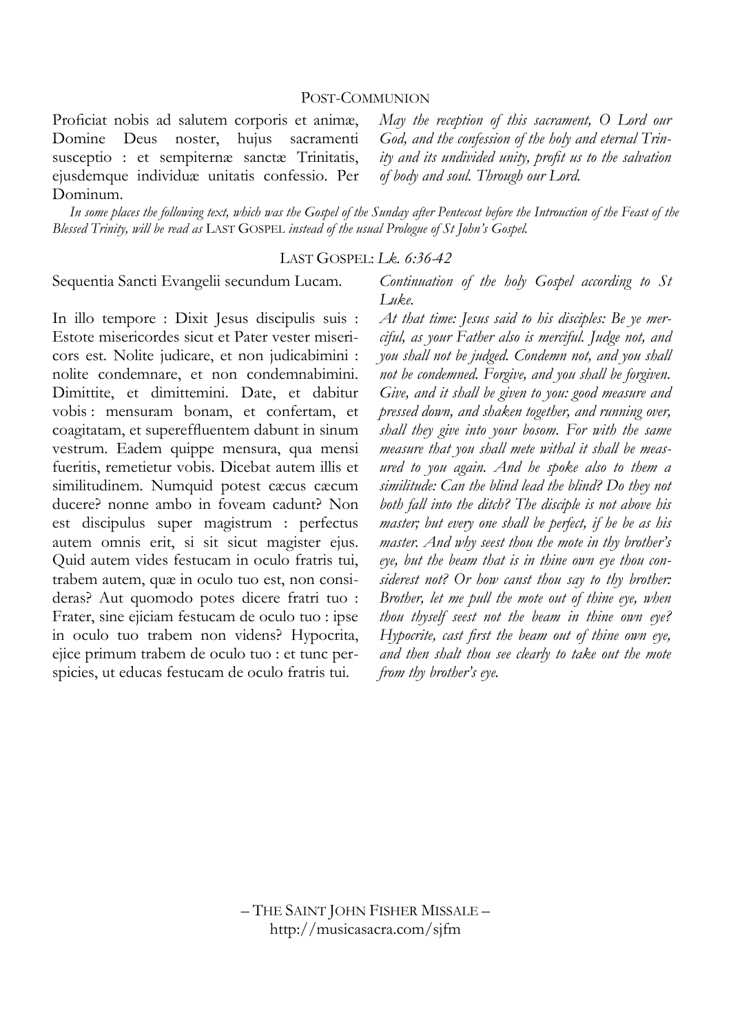## POST-COMMUNION

Proficiat nobis ad salutem corporis et animæ, Domine Deus noster, hujus sacramenti susceptio : et sempiternæ sanctæ Trinitatis, ejusdemque individuæ unitatis confessio. Per Dominum.

*May the reception of this sacrament, O Lord our God, and the confession of the holy and eternal Trinity and its undivided unity, profit us to the salvation of body and soul. Through our Lord.*

*In some places the following text, which was the Gospel of the Sunday after Pentecost before the Introuction of the Feast of the Blessed Trinity, will be read as* LAST GOSPEL *instead of the usual Prologue of St John's Gospel.*

## LAST GOSPEL: *Lk. 6:36-42*

Sequentia Sancti Evangelii secundum Lucam.

*Continuation of the holy Gospel according to St Luke.*

In illo tempore : Dixit Jesus discipulis suis : Estote misericordes sicut et Pater vester misericors est. Nolite judicare, et non judicabimini : nolite condemnare, et non condemnabimini. Dimittite, et dimittemini. Date, et dabitur vobis : mensuram bonam, et confertam, et coagitatam, et supereffluentem dabunt in sinum vestrum. Eadem quippe mensura, qua mensi fueritis, remetietur vobis. Dicebat autem illis et similitudinem. Numquid potest cæcus cæcum ducere? nonne ambo in foveam cadunt? Non est discipulus super magistrum : perfectus autem omnis erit, si sit sicut magister ejus. Quid autem vides festucam in oculo fratris tui, trabem autem, quæ in oculo tuo est, non consideras? Aut quomodo potes dicere fratri tuo : Frater, sine ejiciam festucam de oculo tuo : ipse in oculo tuo trabem non videns? Hypocrita, ejice primum trabem de oculo tuo : et tunc perspicies, ut educas festucam de oculo fratris tui.

*At that time: Jesus said to his disciples: Be ye merciful, as your Father also is merciful. Judge not, and you shall not be judged. Condemn not, and you shall not be condemned. Forgive, and you shall be forgiven. Give, and it shall be given to you: good measure and pressed down, and shaken together, and running over, shall they give into your bosom. For with the same measure that you shall mete withal it shall be measured to you again. And he spoke also to them a similitude: Can the blind lead the blind? Do they not both fall into the ditch? The disciple is not above his master; but every one shall be perfect, if he be as his master. And why seest thou the mote in thy brother's eye, but the beam that is in thine own eye thou considerest not? Or how canst thou say to thy brother: Brother, let me pull the mote out of thine eye, when thou thyself seest not the beam in thine own eye? Hypocrite, cast first the beam out of thine own eye, and then shalt thou see clearly to take out the mote from thy brother's eye.*